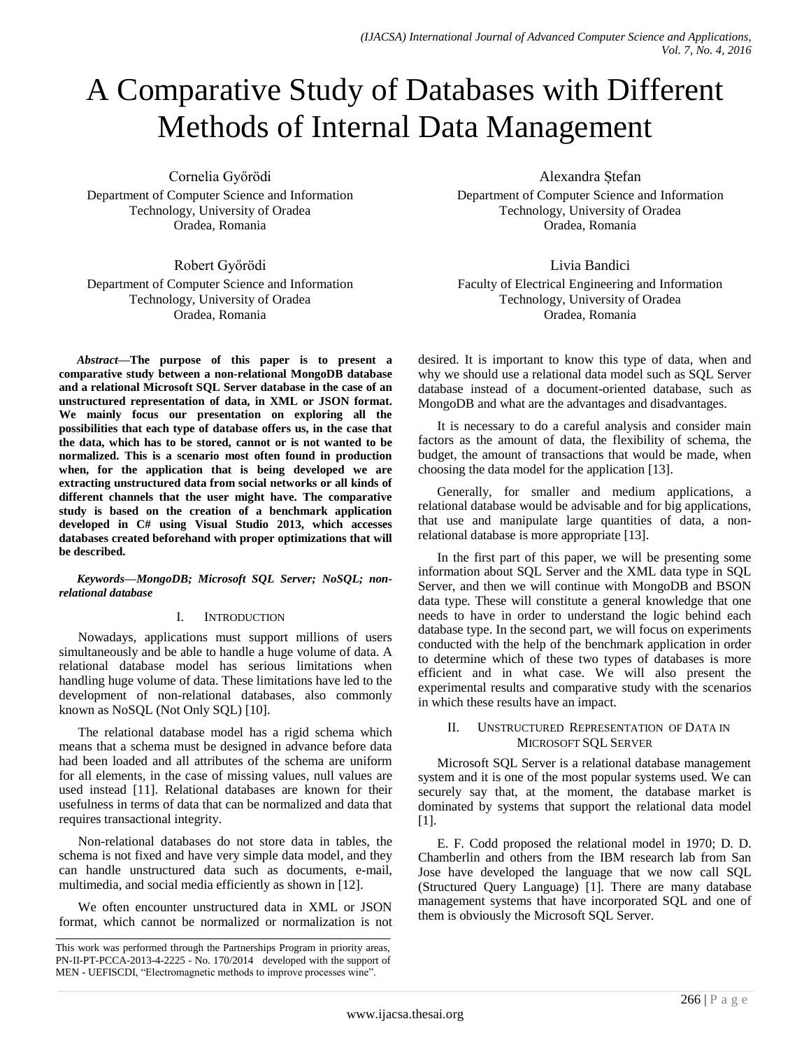# A Comparative Study of Databases with Different Methods of Internal Data Management

Cornelia Győrödi
Department of Computer Science and Information Technology, University of Oradea
Oradea, Romania

Alexandra Ștefan
Department of Computer Science and Information Technology, University of Oradea
Oradea, Romania

Robert Győrödi
Department of Computer Science and Information Technology, University of Oradea
Oradea, Romania

Livia Bandici
Faculty of Electrical Engineering and Information Technology, University of Oradea
Oradea, Romania

***Abstract*—The purpose of this paper is to present a comparative study between a non-relational MongoDB database and a relational Microsoft SQL Server database in the case of an unstructured representation of data, in XML or JSON format. We mainly focus our presentation on exploring all the possibilities that each type of database offers us, in the case that the data, which has to be stored, cannot or is not wanted to be normalized. This is a scenario most often found in production when, for the application that is being developed we are extracting unstructured data from social networks or all kinds of different channels that the user might have. The comparative study is based on the creation of a benchmark application developed in C# using Visual Studio 2013, which accesses databases created beforehand with proper optimizations that will be described.**

***Keywords*—MongoDB; Microsoft SQL Server; NoSQL; non-relational database**

## I. Introduction

Nowadays, applications must support millions of users simultaneously and be able to handle a huge volume of data. A relational database model has serious limitations when handling huge volume of data. These limitations have led to the development of non-relational databases, also commonly known as NoSQL (Not Only SQL) [10].

The relational database model has a rigid schema which means that a schema must be designed in advance before data had been loaded and all attributes of the schema are uniform for all elements, in the case of missing values, null values are used instead [11]. Relational databases are known for their usefulness in terms of data that can be normalized and data that requires transactional integrity.

Non-relational databases do not store data in tables, the schema is not fixed and have very simple data model, and they can handle unstructured data such as documents, e-mail, multimedia, and social media efficiently as shown in [12].

We often encounter unstructured data in XML or JSON format, which cannot be normalized or normalization is not desired. It is important to know this type of data, when and why we should use a relational data model such as SQL Server database instead of a document-oriented database, such as MongoDB and what are the advantages and disadvantages.

It is necessary to do a careful analysis and consider main factors as the amount of data, the flexibility of schema, the budget, the amount of transactions that would be made, when choosing the data model for the application [13].

Generally, for smaller and medium applications, a relational database would be advisable and for big applications, that use and manipulate large quantities of data, a non-relational database is more appropriate [13].

In the first part of this paper, we will be presenting some information about SQL Server and the XML data type in SQL Server, and then we will continue with MongoDB and BSON data type. These will constitute a general knowledge that one needs to have in order to understand the logic behind each database type. In the second part, we will focus on experiments conducted with the help of the benchmark application in order to determine which of these two types of databases is more efficient and in what case. We will also present the experimental results and comparative study with the scenarios in which these results have an impact.

## II. Unstructured Representation of Data in Microsoft SQL Server

Microsoft SQL Server is a relational database management system and it is one of the most popular systems used. We can securely say that, at the moment, the database market is dominated by systems that support the relational data model [1].

E. F. Codd proposed the relational model in 1970; D. D. Chamberlin and others from the IBM research lab from San Jose have developed the language that we now call SQL (Structured Query Language) [1]. There are many database management systems that have incorporated SQL and one of them is obviously the Microsoft SQL Server.

This work was performed through the Partnerships Program in priority areas, PN-II-PT-PCCA-2013-4-2225 - No. 170/2014 developed with the support of MEN - UEFISCDI, "Electromagnetic methods to improve processes wine".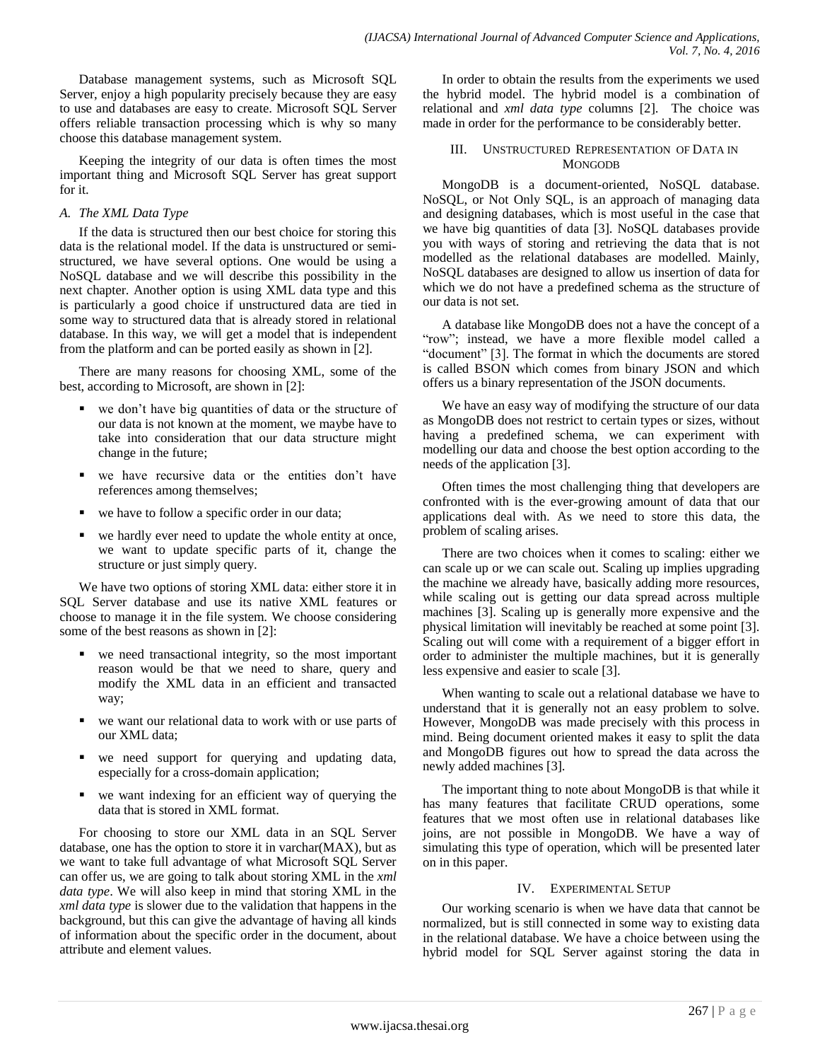Database management systems, such as Microsoft SQL Server, enjoy a high popularity precisely because they are easy to use and databases are easy to create. Microsoft SQL Server offers reliable transaction processing which is why so many choose this database management system.

Keeping the integrity of our data is often times the most important thing and Microsoft SQL Server has great support for it.

### *A. The XML Data Type*

If the data is structured then our best choice for storing this data is the relational model. If the data is unstructured or semi-structured, we have several options. One would be using a NoSQL database and we will describe this possibility in the next chapter. Another option is using XML data type and this is particularly a good choice if unstructured data are tied in some way to structured data that is already stored in relational database. In this way, we will get a model that is independent from the platform and can be ported easily as shown in [2].

There are many reasons for choosing XML, some of the best, according to Microsoft, are shown in [2]:

- we don't have big quantities of data or the structure of our data is not known at the moment, we maybe have to take into consideration that our data structure might change in the future;
- we have recursive data or the entities don't have references among themselves;
- we have to follow a specific order in our data;
- we hardly ever need to update the whole entity at once, we want to update specific parts of it, change the structure or just simply query.

We have two options of storing XML data: either store it in SQL Server database and use its native XML features or choose to manage it in the file system. We choose considering some of the best reasons as shown in [2]:

- we need transactional integrity, so the most important reason would be that we need to share, query and modify the XML data in an efficient and transacted way;
- we want our relational data to work with or use parts of our XML data;
- we need support for querying and updating data, especially for a cross-domain application;
- we want indexing for an efficient way of querying the data that is stored in XML format.

For choosing to store our XML data in an SQL Server database, one has the option to store it in varchar(MAX), but as we want to take full advantage of what Microsoft SQL Server can offer us, we are going to talk about storing XML in the *xml data type*. We will also keep in mind that storing XML in the *xml data type* is slower due to the validation that happens in the background, but this can give the advantage of having all kinds of information about the specific order in the document, about attribute and element values.

In order to obtain the results from the experiments we used the hybrid model. The hybrid model is a combination of relational and *xml data type* columns [2]. The choice was made in order for the performance to be considerably better.

## III. Unstructured Representation of Data in MongoDB

MongoDB is a document-oriented, NoSQL database. NoSQL, or Not Only SQL, is an approach of managing data and designing databases, which is most useful in the case that we have big quantities of data [3]. NoSQL databases provide you with ways of storing and retrieving the data that is not modelled as the relational databases are modelled. Mainly, NoSQL databases are designed to allow us insertion of data for which we do not have a predefined schema as the structure of our data is not set.

A database like MongoDB does not a have the concept of a "row"; instead, we have a more flexible model called a "document" [3]. The format in which the documents are stored is called BSON which comes from binary JSON and which offers us a binary representation of the JSON documents.

We have an easy way of modifying the structure of our data as MongoDB does not restrict to certain types or sizes, without having a predefined schema, we can experiment with modelling our data and choose the best option according to the needs of the application [3].

Often times the most challenging thing that developers are confronted with is the ever-growing amount of data that our applications deal with. As we need to store this data, the problem of scaling arises.

There are two choices when it comes to scaling: either we can scale up or we can scale out. Scaling up implies upgrading the machine we already have, basically adding more resources, while scaling out is getting our data spread across multiple machines [3]. Scaling up is generally more expensive and the physical limitation will inevitably be reached at some point [3]. Scaling out will come with a requirement of a bigger effort in order to administer the multiple machines, but it is generally less expensive and easier to scale [3].

When wanting to scale out a relational database we have to understand that it is generally not an easy problem to solve. However, MongoDB was made precisely with this process in mind. Being document oriented makes it easy to split the data and MongoDB figures out how to spread the data across the newly added machines [3].

The important thing to note about MongoDB is that while it has many features that facilitate CRUD operations, some features that we most often use in relational databases like joins, are not possible in MongoDB. We have a way of simulating this type of operation, which will be presented later on in this paper.

## IV. Experimental Setup

Our working scenario is when we have data that cannot be normalized, but is still connected in some way to existing data in the relational database. We have a choice between using the hybrid model for SQL Server against storing the data in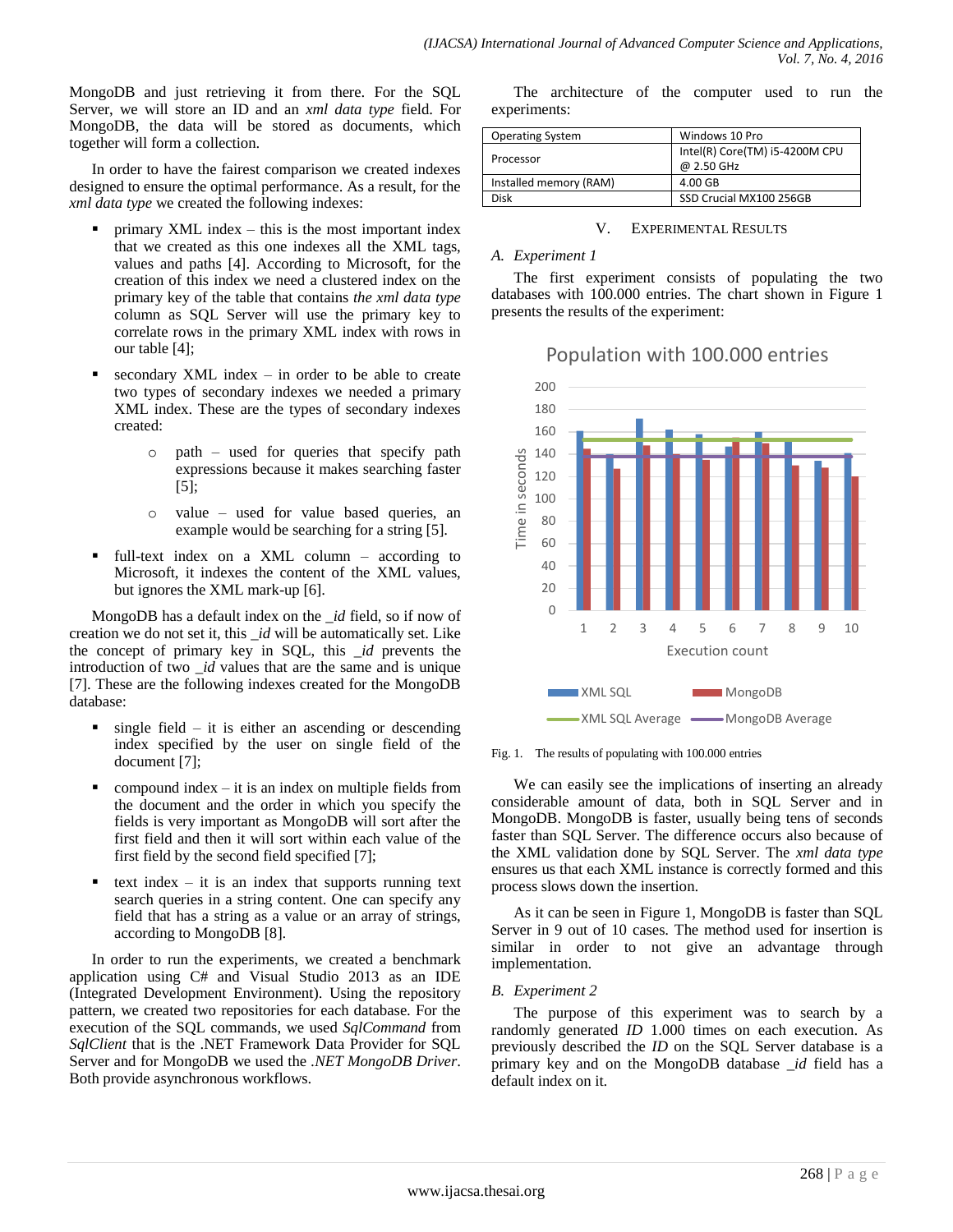MongoDB and just retrieving it from there. For the SQL Server, we will store an ID and an *xml data type* field. For MongoDB, the data will be stored as documents, which together will form a collection.

In order to have the fairest comparison we created indexes designed to ensure the optimal performance. As a result, for the *xml data type* we created the following indexes:

- primary XML index – this is the most important index that we created as this one indexes all the XML tags, values and paths [4]. According to Microsoft, for the creation of this index we need a clustered index on the primary key of the table that contains *the xml data type* column as SQL Server will use the primary key to correlate rows in the primary XML index with rows in our table [4];
- secondary XML index – in order to be able to create two types of secondary indexes we needed a primary XML index. These are the types of secondary indexes created:
  - path – used for queries that specify path expressions because it makes searching faster [5];
  - value – used for value based queries, an example would be searching for a string [5].
- full-text index on a XML column – according to Microsoft, it indexes the content of the XML values, but ignores the XML mark-up [6].

MongoDB has a default index on the *_id* field, so if now of creation we do not set it, this *_id* will be automatically set. Like the concept of primary key in SQL, this *_id* prevents the introduction of two *_id* values that are the same and is unique [7]. These are the following indexes created for the MongoDB database:

- single field – it is either an ascending or descending index specified by the user on single field of the document [7];
- compound index – it is an index on multiple fields from the document and the order in which you specify the fields is very important as MongoDB will sort after the first field and then it will sort within each value of the first field by the second field specified [7];
- text index – it is an index that supports running text search queries in a string content. One can specify any field that has a string as a value or an array of strings, according to MongoDB [8].

In order to run the experiments, we created a benchmark application using C# and Visual Studio 2013 as an IDE (Integrated Development Environment). Using the repository pattern, we created two repositories for each database. For the execution of the SQL commands, we used *SqlCommand* from *SqlClient* that is the .NET Framework Data Provider for SQL Server and for MongoDB we used the *.NET MongoDB Driver*. Both provide asynchronous workflows.

The architecture of the computer used to run the experiments:

| Operating System | Windows 10 Pro |
|---|---|
| Processor | Intel(R) Core(TM) i5-4200M CPU @ 2.50 GHz |
| Installed memory (RAM) | 4.00 GB |
| Disk | SSD Crucial MX100 256GB |

## V. Experimental Results

### A. Experiment 1

The first experiment consists of populating the two databases with 100.000 entries. The chart shown in Figure 1 presents the results of the experiment:

Fig. 1. The results of populating with 100.000 entries

We can easily see the implications of inserting an already considerable amount of data, both in SQL Server and in MongoDB. MongoDB is faster, usually being tens of seconds faster than SQL Server. The difference occurs also because of the XML validation done by SQL Server. The *xml data type* ensures us that each XML instance is correctly formed and this process slows down the insertion.

As it can be seen in Figure 1, MongoDB is faster than SQL Server in 9 out of 10 cases. The method used for insertion is similar in order to not give an advantage through implementation.

### B. Experiment 2

The purpose of this experiment was to search by a randomly generated *ID* 1.000 times on each execution. As previously described the *ID* on the SQL Server database is a primary key and on the MongoDB database *_id* field has a default index on it.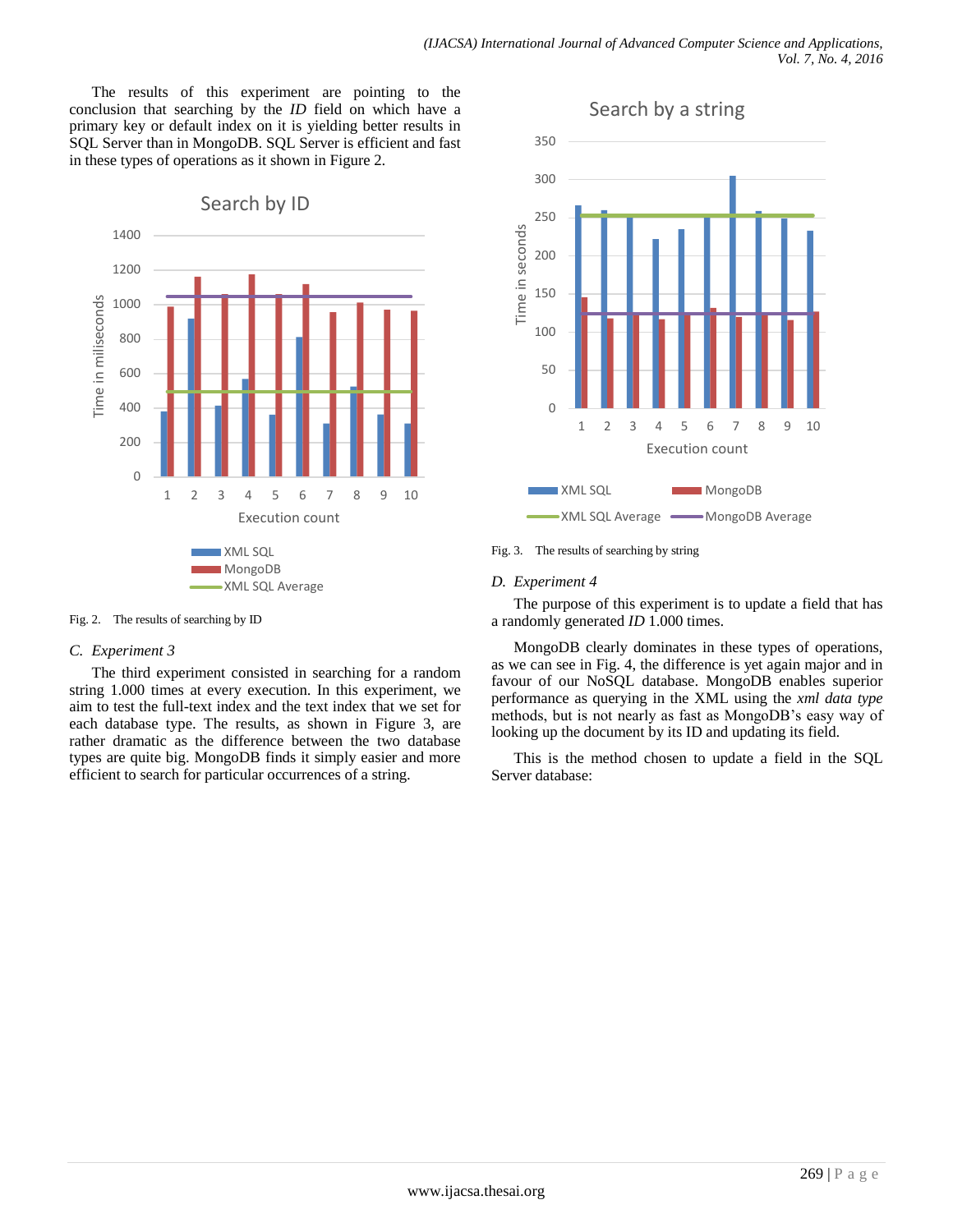The results of this experiment are pointing to the conclusion that searching by the *ID* field on which have a primary key or default index on it is yielding better results in SQL Server than in MongoDB. SQL Server is efficient and fast in these types of operations as it shown in Figure 2.

Fig. 2. The results of searching by ID

### C. Experiment 3

The third experiment consisted in searching for a random string 1.000 times at every execution. In this experiment, we aim to test the full-text index and the text index that we set for each database type. The results, as shown in Figure 3, are rather dramatic as the difference between the two database types are quite big. MongoDB finds it simply easier and more efficient to search for particular occurrences of a string.

Fig. 3. The results of searching by string

### D. Experiment 4

The purpose of this experiment is to update a field that has a randomly generated *ID* 1.000 times.

MongoDB clearly dominates in these types of operations, as we can see in Fig. 4, the difference is yet again major and in favour of our NoSQL database. MongoDB enables superior performance as querying in the XML using the *xml data type* methods, but is not nearly as fast as MongoDB's easy way of looking up the document by its ID and updating its field.

This is the method chosen to update a field in the SQL Server database: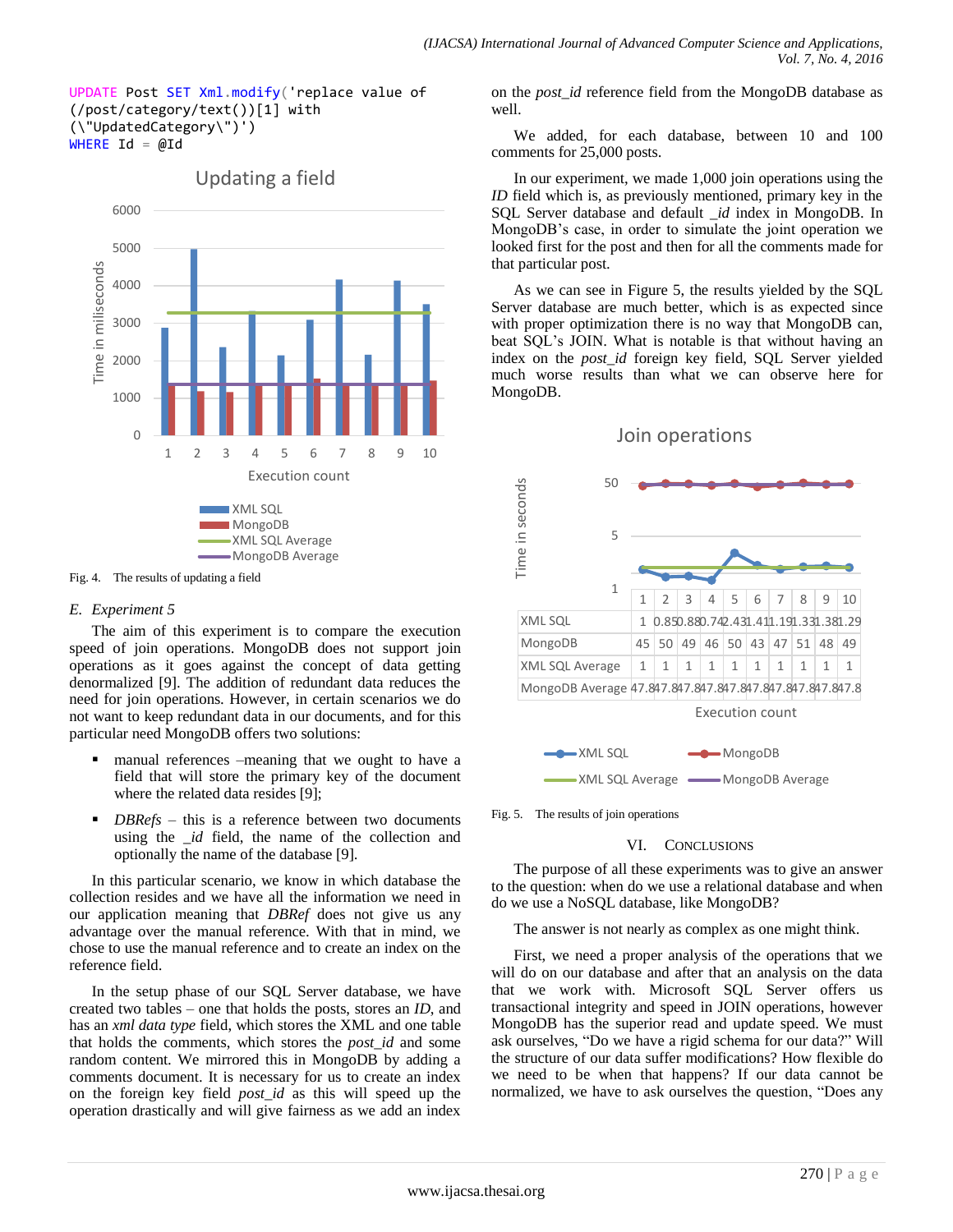```
UPDATE Post SET Xml.modify('replace value of
(/post/category/text())[1] with
(\"UpdatedCategory\")')
WHERE Id = @Id
```

Fig. 4. The results of updating a field

### E. Experiment 5

The aim of this experiment is to compare the execution speed of join operations. MongoDB does not support join operations as it goes against the concept of data getting denormalized [9]. The addition of redundant data reduces the need for join operations. However, in certain scenarios we do not want to keep redundant data in our documents, and for this particular need MongoDB offers two solutions:

- manual references –meaning that we ought to have a field that will store the primary key of the document where the related data resides [9];
- *DBRefs* – this is a reference between two documents using the *_id* field, the name of the collection and optionally the name of the database [9].

In this particular scenario, we know in which database the collection resides and we have all the information we need in our application meaning that *DBRef* does not give us any advantage over the manual reference. With that in mind, we chose to use the manual reference and to create an index on the reference field.

In the setup phase of our SQL Server database, we have created two tables – one that holds the posts, stores an *ID*, and has an *xml data type* field, which stores the XML and one table that holds the comments, which stores the *post_id* and some random content. We mirrored this in MongoDB by adding a comments document. It is necessary for us to create an index on the foreign key field *post_id* as this will speed up the operation drastically and will give fairness as we add an index on the *post_id* reference field from the MongoDB database as well.

We added, for each database, between 10 and 100 comments for 25,000 posts.

In our experiment, we made 1,000 join operations using the *ID* field which is, as previously mentioned, primary key in the SQL Server database and default *_id* index in MongoDB. In MongoDB's case, in order to simulate the joint operation we looked first for the post and then for all the comments made for that particular post.

As we can see in Figure 5, the results yielded by the SQL Server database are much better, which is as expected since with proper optimization there is no way that MongoDB can, beat SQL's JOIN. What is notable is that without having an index on the *post_id* foreign key field, SQL Server yielded much worse results than what we can observe here for MongoDB.

| Execution count | 1 | 2 | 3 | 4 | 5 | 6 | 7 | 8 | 9 | 10 |
|---|---|---|---|---|---|---|---|---|---|---|
| XML SQL | 1 | 0.85 | 0.88 | 0.74 | 2.43 | 1.41 | 1.19 | 1.33 | 1.38 | 1.29 |
| MongoDB | 45 | 50 | 49 | 46 | 50 | 43 | 47 | 51 | 48 | 49 |
| XML SQL Average | 1 | 1 | 1 | 1 | 1 | 1 | 1 | 1 | 1 | 1 |
| MongoDB Average | 47.8 | 47.8 | 47.8 | 47.8 | 47.8 | 47.8 | 47.8 | 47.8 | 47.8 | 47.8 |

Fig. 5. The results of join operations

## VI. Conclusions

The purpose of all these experiments was to give an answer to the question: when do we use a relational database and when do we use a NoSQL database, like MongoDB?

The answer is not nearly as complex as one might think.

First, we need a proper analysis of the operations that we will do on our database and after that an analysis on the data that we work with. Microsoft SQL Server offers us transactional integrity and speed in JOIN operations, however MongoDB has the superior read and update speed. We must ask ourselves, "Do we have a rigid schema for our data?" Will the structure of our data suffer modifications? How flexible do we need to be when that happens? If our data cannot be normalized, we have to ask ourselves the question, "Does any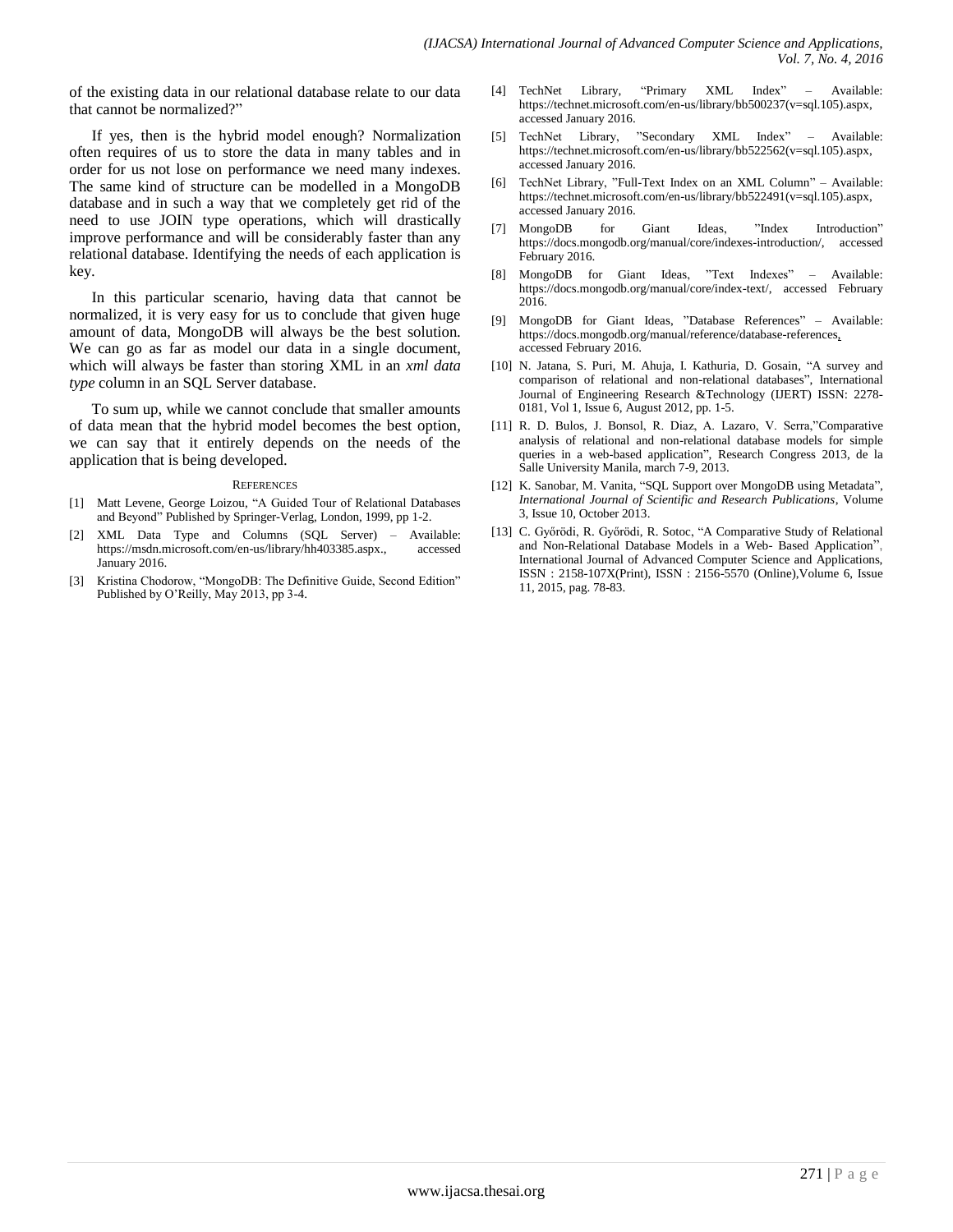of the existing data in our relational database relate to our data that cannot be normalized?"

If yes, then is the hybrid model enough? Normalization often requires of us to store the data in many tables and in order for us not lose on performance we need many indexes. The same kind of structure can be modelled in a MongoDB database and in such a way that we completely get rid of the need to use JOIN type operations, which will drastically improve performance and will be considerably faster than any relational database. Identifying the needs of each application is key.

In this particular scenario, having data that cannot be normalized, it is very easy for us to conclude that given huge amount of data, MongoDB will always be the best solution. We can go as far as model our data in a single document, which will always be faster than storing XML in an *xml data type* column in an SQL Server database.

To sum up, while we cannot conclude that smaller amounts of data mean that the hybrid model becomes the best option, we can say that it entirely depends on the needs of the application that is being developed.

## References

[1] Matt Levene, George Loizou, "A Guided Tour of Relational Databases and Beyond" Published by Springer-Verlag, London, 1999, pp 1-2.

[2] XML Data Type and Columns (SQL Server) – Available: https://msdn.microsoft.com/en-us/library/hh403385.aspx., accessed January 2016.

[3] Kristina Chodorow, "MongoDB: The Definitive Guide, Second Edition" Published by O'Reilly, May 2013, pp 3-4.

[4] TechNet Library, "Primary XML Index" – Available: https://technet.microsoft.com/en-us/library/bb500237(v=sql.105).aspx, accessed January 2016.

[5] TechNet Library, "Secondary XML Index" – Available: https://technet.microsoft.com/en-us/library/bb522562(v=sql.105).aspx, accessed January 2016.

[6] TechNet Library, "Full-Text Index on an XML Column" – Available: https://technet.microsoft.com/en-us/library/bb522491(v=sql.105).aspx, accessed January 2016.

[7] MongoDB for Giant Ideas, "Index Introduction" https://docs.mongodb.org/manual/core/indexes-introduction/, accessed February 2016.

[8] MongoDB for Giant Ideas, "Text Indexes" – Available: https://docs.mongodb.org/manual/core/index-text/, accessed February 2016.

[9] MongoDB for Giant Ideas, "Database References" – Available: https://docs.mongodb.org/manual/reference/database-references, accessed February 2016.

[10] N. Jatana, S. Puri, M. Ahuja, I. Kathuria, D. Gosain, "A survey and comparison of relational and non-relational databases", International Journal of Engineering Research &Technology (IJERT) ISSN: 2278-0181, Vol 1, Issue 6, August 2012, pp. 1-5.

[11] R. D. Bulos, J. Bonsol, R. Diaz, A. Lazaro, V. Serra,"Comparative analysis of relational and non-relational database models for simple queries in a web-based application", Research Congress 2013, de la Salle University Manila, march 7-9, 2013.

[12] K. Sanobar, M. Vanita, "SQL Support over MongoDB using Metadata", *International Journal of Scientific and Research Publications*, Volume 3, Issue 10, October 2013.

[13] C. Győrödi, R. Győrödi, R. Sotoc, "A Comparative Study of Relational and Non-Relational Database Models in a Web- Based Application", International Journal of Advanced Computer Science and Applications, ISSN : 2158-107X(Print), ISSN : 2156-5570 (Online),Volume 6, Issue 11, 2015, pag. 78-83.